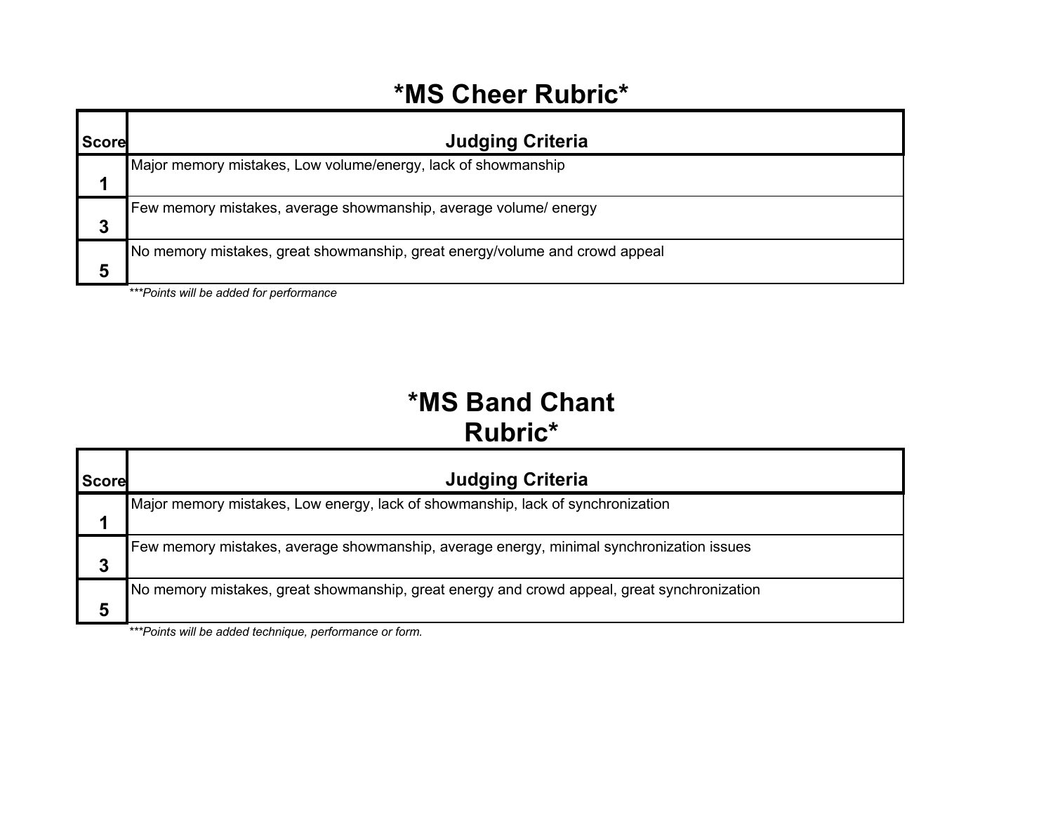# *MS Cheer Rubric*

| Score | Judging Criteria |
|---|---|
| 1 | Major memory mistakes, Low volume/energy, lack of showmanship |
| 3 | Few memory mistakes, average showmanship, average volume/ energy |
| 5 | No memory mistakes, great showmanship, great energy/volume and crowd appeal |

****Points will be added for performance*

# *MS Band Chant Rubric*

| Score | Judging Criteria |
|---|---|
| 1 | Major memory mistakes, Low energy, lack of showmanship, lack of synchronization |
| 3 | Few memory mistakes, average showmanship, average energy, minimal synchronization issues |
| 5 | No memory mistakes, great showmanship, great energy and crowd appeal, great synchronization |

****Points will be added technique, performance or form.*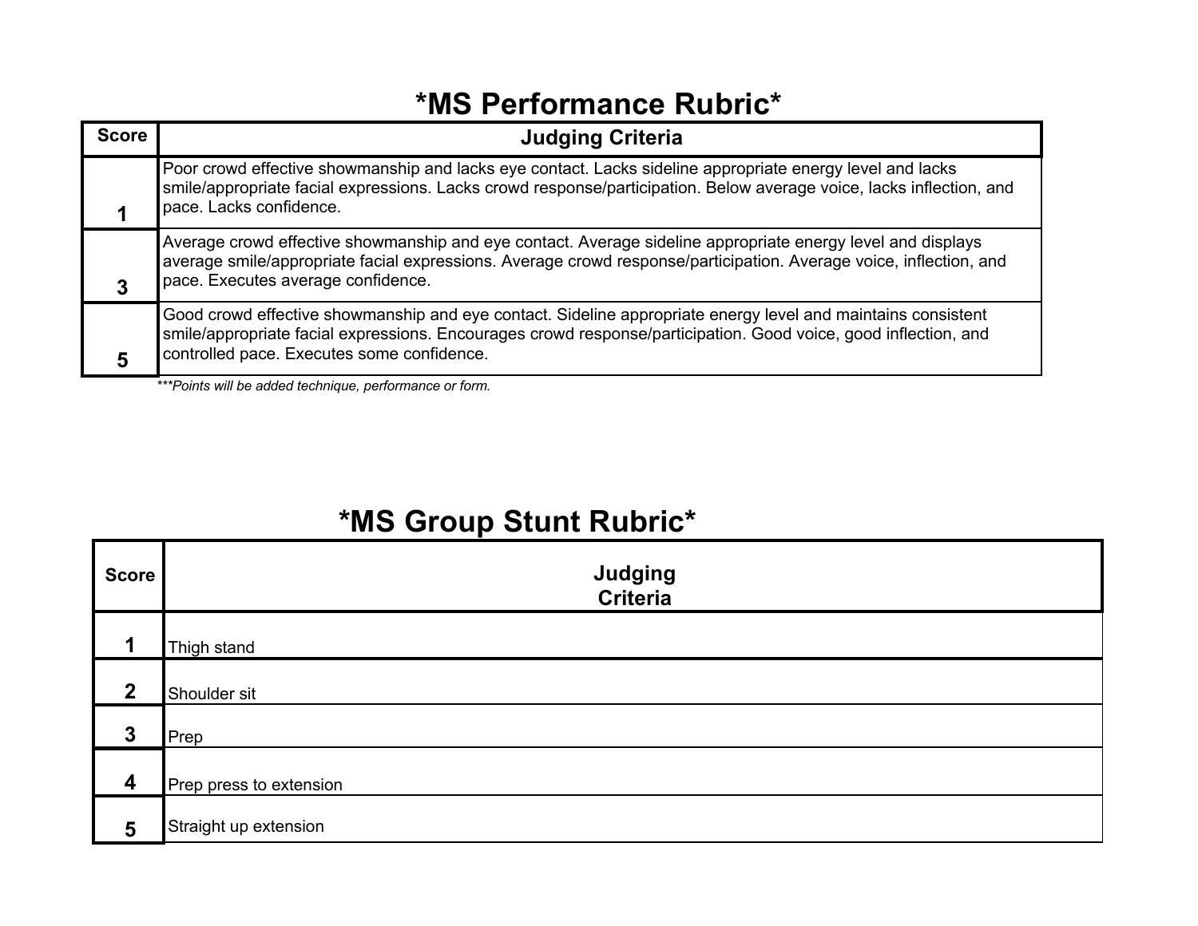# *MS Performance Rubric*

| Score | Judging Criteria |
|---|---|
| 1 | Poor crowd effective showmanship and lacks eye contact. Lacks sideline appropriate energy level and lacks smile/appropriate facial expressions. Lacks crowd response/participation. Below average voice, lacks inflection, and pace. Lacks confidence. |
| 3 | Average crowd effective showmanship and eye contact. Average sideline appropriate energy level and displays average smile/appropriate facial expressions. Average crowd response/participation. Average voice, inflection, and pace. Executes average confidence. |
| 5 | Good crowd effective showmanship and eye contact. Sideline appropriate energy level and maintains consistent smile/appropriate facial expressions. Encourages crowd response/participation. Good voice, good inflection, and controlled pace. Executes some confidence. |

****Points will be added technique, performance or form.*

# *MS Group Stunt Rubric*

| Score | Judging Criteria |
|---|---|
| 1 | Thigh stand |
| 2 | Shoulder sit |
| 3 | Prep |
| 4 | Prep press to extension |
| 5 | Straight up extension |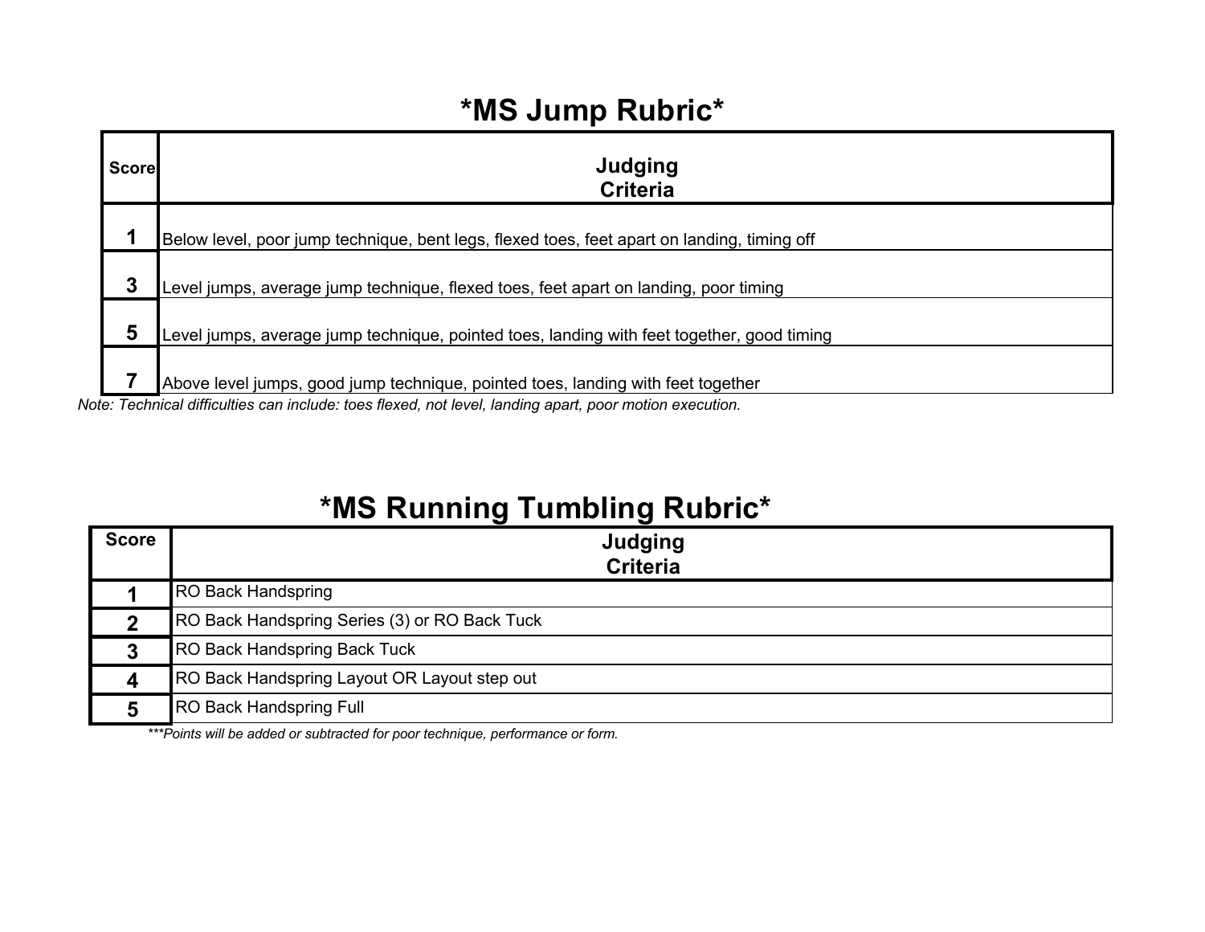## *MS Jump Rubric*

| Score | Judging Criteria |
|---|---|
| 1 | Below level, poor jump technique, bent legs, flexed toes, feet apart on landing, timing off |
| 3 | Level jumps, average jump technique, flexed toes, feet apart on landing, poor timing |
| 5 | Level jumps, average jump technique, pointed toes, landing with feet together, good timing |
| 7 | Above level jumps, good jump technique, pointed toes, landing with feet together |

*Note: Technical difficulties can include: toes flexed, not level, landing apart, poor motion execution.*

## *MS Running Tumbling Rubric*

| Score | Judging Criteria |
|---|---|
| 1 | RO Back Handspring |
| 2 | RO Back Handspring Series (3) or RO Back Tuck |
| 3 | RO Back Handspring Back Tuck |
| 4 | RO Back Handspring Layout OR Layout step out |
| 5 | RO Back Handspring Full |

****Points will be added or subtracted for poor technique, performance or form.*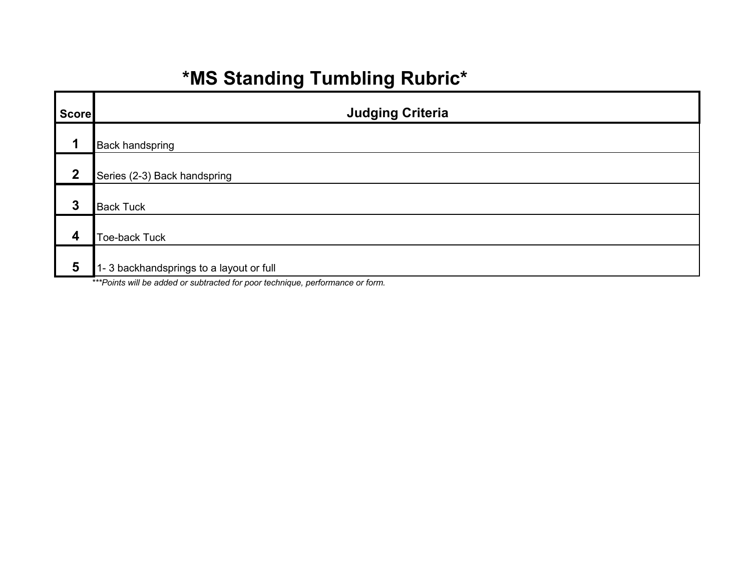# *MS Standing Tumbling Rubric*

| Score | Judging Criteria |
|---|---|
| **1** | Back handspring |
| **2** | Series (2-3) Back handspring |
| **3** | Back Tuck |
| **4** | Toe-back Tuck |
| **5** | 1- 3 backhandsprings to a layout or full |

****Points will be added or subtracted for poor technique, performance or form.*